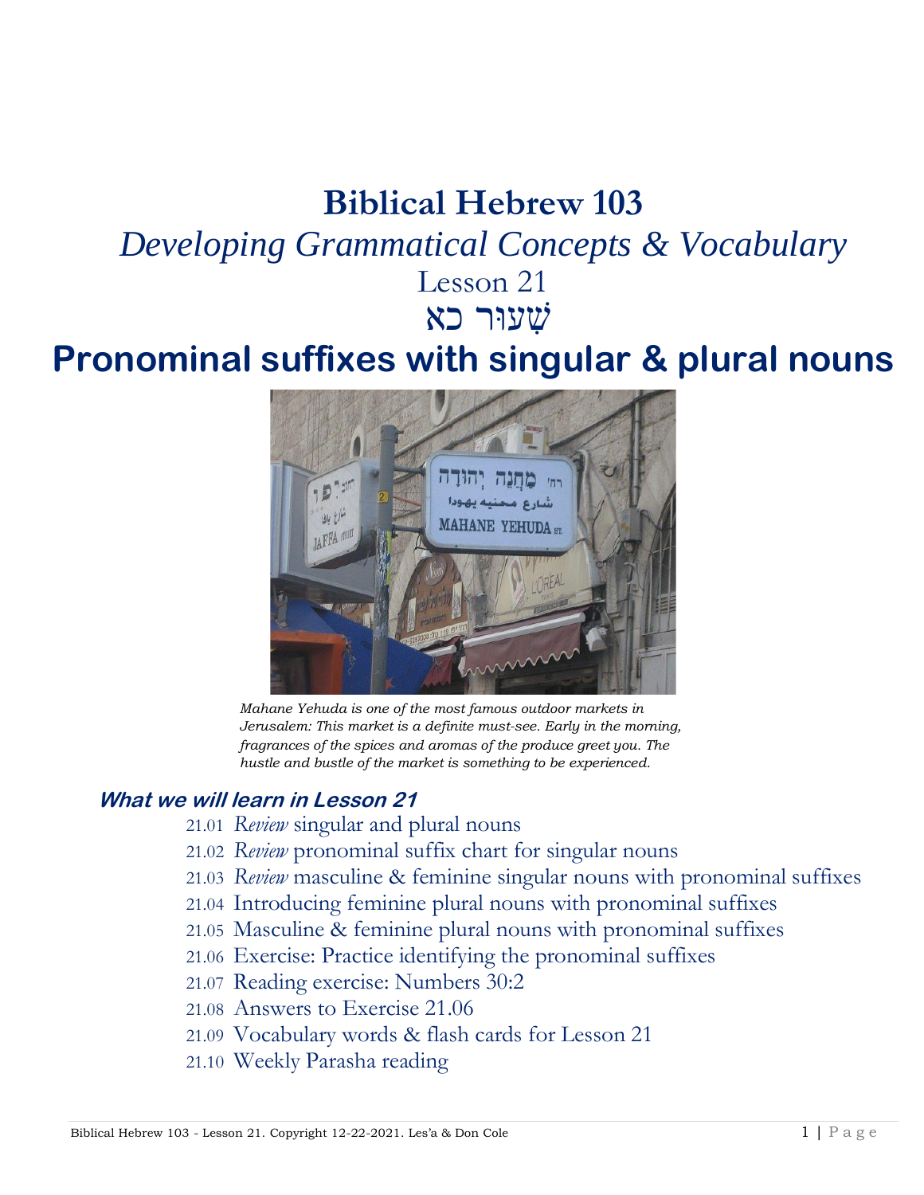# Biblical Hebrew 103

## *Developing Grammatical Concepts & Vocabulary*

## Lesson 21

## שִׁעוּר כא

# Pronominal suffixes with singular & plural nouns

*Mahane Yehuda is one of the most famous outdoor markets in Jerusalem: This market is a definite must-see. Early in the morning, fragrances of the spices and aromas of the produce greet you. The hustle and bustle of the market is something to be experienced.*

### What we will learn in Lesson 21

21.01 *Review* singular and plural nouns
21.02 *Review* pronominal suffix chart for singular nouns
21.03 *Review* masculine & feminine singular nouns with pronominal suffixes
21.04 Introducing feminine plural nouns with pronominal suffixes
21.05 Masculine & feminine plural nouns with pronominal suffixes
21.06 Exercise: Practice identifying the pronominal suffixes
21.07 Reading exercise: Numbers 30:2
21.08 Answers to Exercise 21.06
21.09 Vocabulary words & flash cards for Lesson 21
21.10 Weekly Parasha reading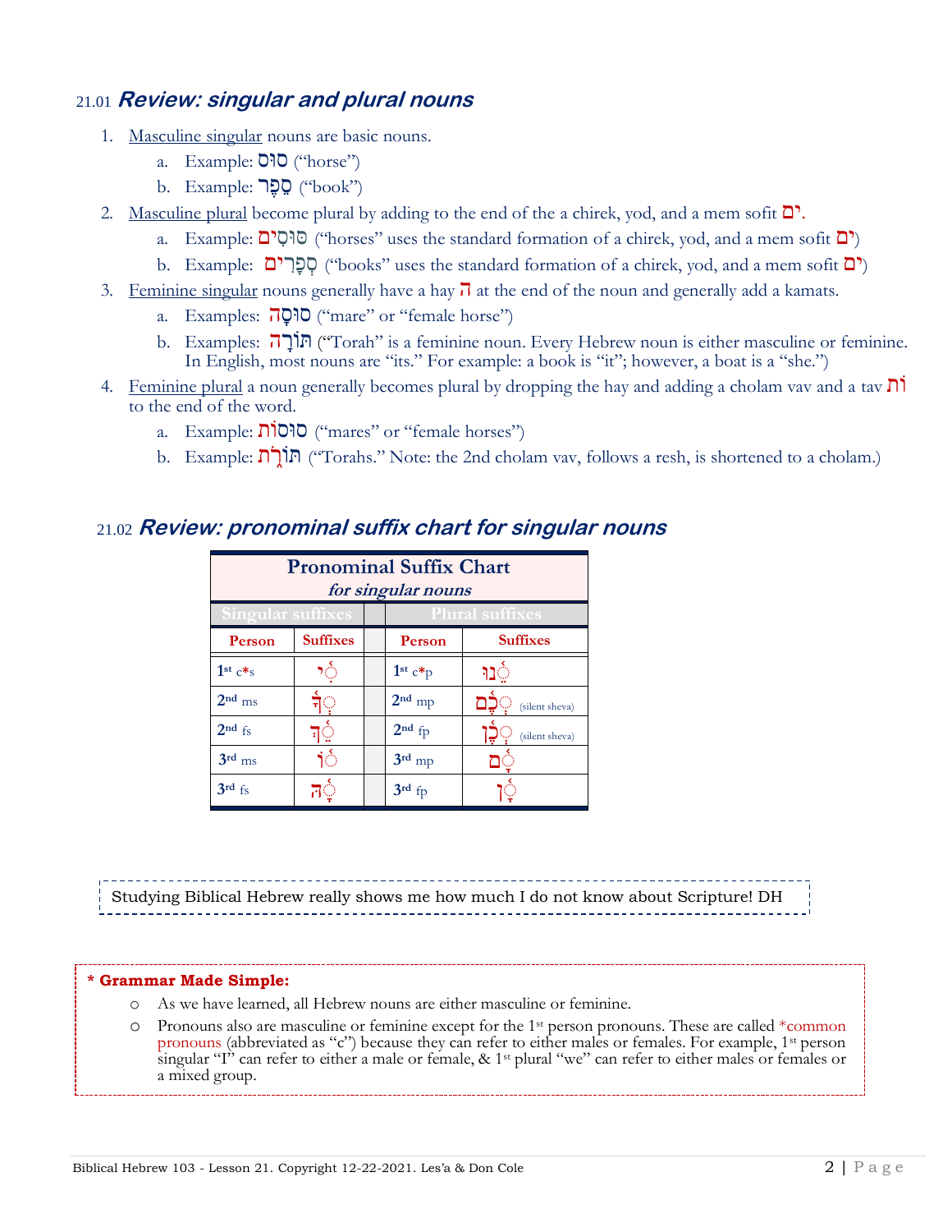## 21.01 *Review: singular and plural nouns*

1. Masculine singular nouns are basic nouns.
   a. Example: סוּס ("horse")
   b. Example: סֵפֶר ("book")
2. Masculine plural become plural by adding to the end of the a chirek, yod, and a mem sofit ִים.
   a. Example: סוּסִים ("horses" uses the standard formation of a chirek, yod, and a mem sofit ִים)
   b. Example: סְפָרִים ("books" uses the standard formation of a chirek, yod, and a mem sofit ִים)
3. Feminine singular nouns generally have a hay ה at the end of the noun and generally add a kamats.
   a. Examples: סוּסָה ("mare" or "female horse")
   b. Examples: תּוֹרָה ("Torah" is a feminine noun. Every Hebrew noun is either masculine or feminine. In English, most nouns are "its." For example: a book is "it"; however, a boat is a "she.")
4. Feminine plural a noun generally becomes plural by dropping the hay and adding a cholam vav and a tav וֹת to the end of the word.
   a. Example: סוּסוֹת ("mares" or "female horses")
   b. Example: תּוֹרֹת ("Torahs." Note: the 2nd cholam vav, follows a resh, is shortened to a cholam.)

## 21.02 *Review: pronominal suffix chart for singular nouns*

| **Pronominal Suffix Chart** *for singular nouns* | | | | |
|---|---|---|---|---|
| Singular suffixes | | | Plural suffixes | |
| **Person** | **Suffixes** | | **Person** | **Suffixes** |
| 1st c*s | ִי | | 1st c*p | ֵנוּ |
| 2nd ms | ְךָ | | 2nd mp | ְכֶם (silent sheva) |
| 2nd fs | ֵךְ | | 2nd fp | ְכֶן (silent sheva) |
| 3rd ms | וֹ | | 3rd mp | ָם |
| 3rd fs | ָהּ | | 3rd fp | ָן |

Studying Biblical Hebrew really shows me how much I do not know about Scripture! DH

**\* Grammar Made Simple:**

- As we have learned, all Hebrew nouns are either masculine or feminine.
- Pronouns also are masculine or feminine except for the 1st person pronouns. These are called *common pronouns (abbreviated as "c") because they can refer to either males or females. For example, 1st person singular "I" can refer to either a male or female, & 1st plural "we" can refer to either males or females or a mixed group.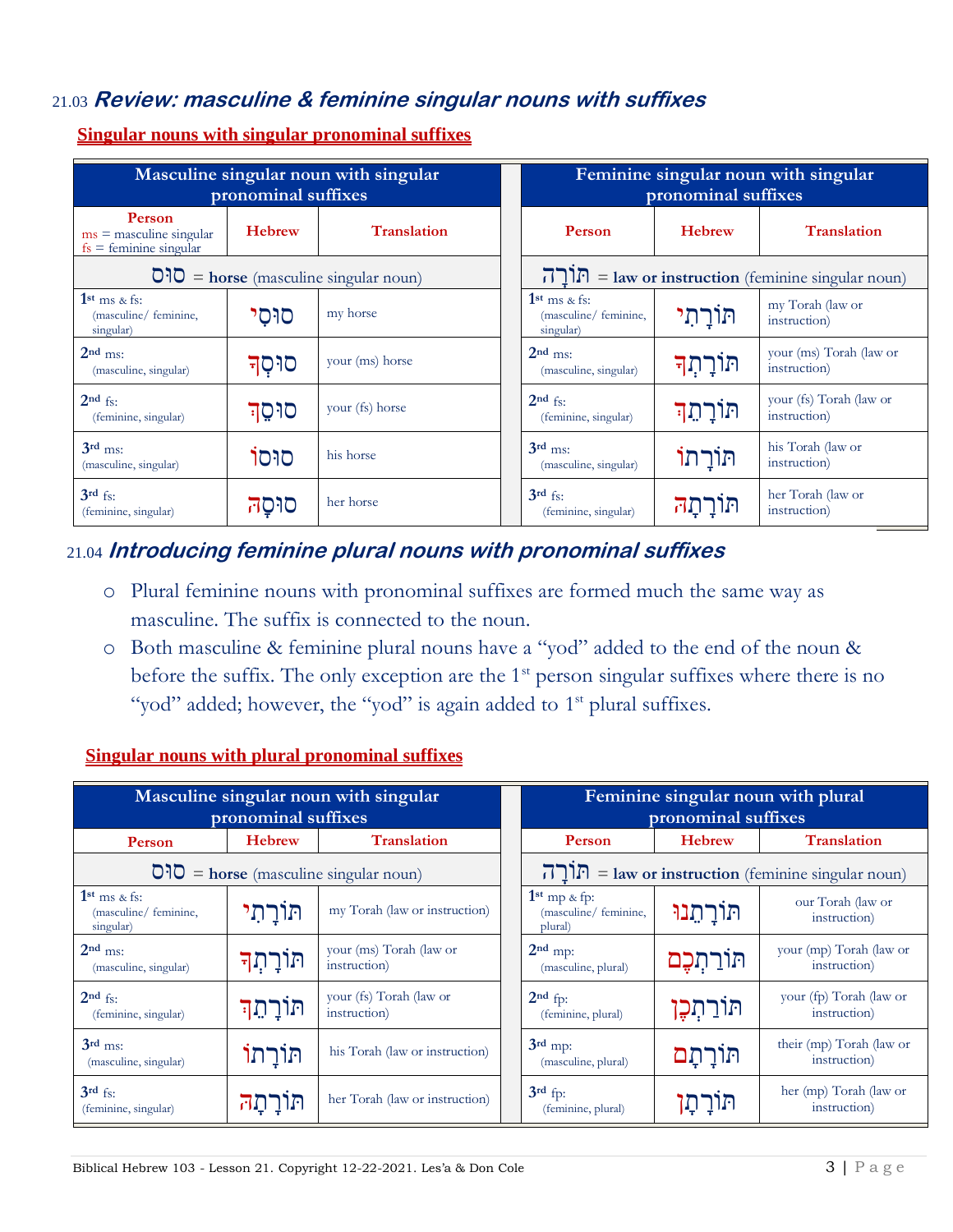## 21.03 **Review: masculine & feminine singular nouns with suffixes**

**Singular nouns with singular pronominal suffixes**

| Masculine singular noun with singular pronominal suffixes | | | | Feminine singular noun with singular pronominal suffixes | | |
|---|---|---|---|---|---|---|
| Person (ms = masculine singular, fs = feminine singular) | Hebrew | Translation | | Person | Hebrew | Translation |
| סוּס = **horse** (masculine singular noun) | | | | תּוֹרָה = **law or instruction** (feminine singular noun) | | |
| 1st ms & fs: (masculine/ feminine, singular) | סוּסִי | my horse | | 1st ms & fs: (masculine/ feminine, singular) | תּוֹרָתִי | my Torah (law or instruction) |
| 2nd ms: (masculine, singular) | סוּסְךָ | your (ms) horse | | 2nd ms: (masculine, singular) | תּוֹרָתְךָ | your (ms) Torah (law or instruction) |
| 2nd fs: (feminine, singular) | סוּסֵךְ | your (fs) horse | | 2nd fs: (feminine, singular) | תּוֹרָתֵךְ | your (fs) Torah (law or instruction) |
| 3rd ms: (masculine, singular) | סוּסוֹ | his horse | | 3rd ms: (masculine, singular) | תּוֹרָתוֹ | his Torah (law or instruction) |
| 3rd fs: (feminine, singular) | סוּסָהּ | her horse | | 3rd fs: (feminine, singular) | תּוֹרָתָהּ | her Torah (law or instruction) |

## 21.04 **Introducing feminine plural nouns with pronominal suffixes**

- Plural feminine nouns with pronominal suffixes are formed much the same way as masculine. The suffix is connected to the noun.
- Both masculine & feminine plural nouns have a "yod" added to the end of the noun & before the suffix. The only exception are the 1st person singular suffixes where there is no "yod" added; however, the "yod" is again added to 1st plural suffixes.

**Singular nouns with plural pronominal suffixes**

| Masculine singular noun with singular pronominal suffixes | | | | Feminine singular noun with plural pronominal suffixes | | |
|---|---|---|---|---|---|---|
| Person | Hebrew | Translation | | Person | Hebrew | Translation |
| סוּס = **horse** (masculine singular noun) | | | | תּוֹרָה = **law or instruction** (feminine singular noun) | | |
| 1st ms & fs: (masculine/ feminine, singular) | תּוֹרָתִי | my Torah (law or instruction) | | 1st mp & fp: (masculine/ feminine, plural) | תּוֹרָתֵנוּ | our Torah (law or instruction) |
| 2nd ms: (masculine, singular) | תּוֹרָתְךָ | your (ms) Torah (law or instruction) | | 2nd mp: (masculine, plural) | תּוֹרַתְכֶם | your (mp) Torah (law or instruction) |
| 2nd fs: (feminine, singular) | תּוֹרָתֵךְ | your (fs) Torah (law or instruction) | | 2nd fp: (feminine, plural) | תּוֹרַתְכֶן | your (fp) Torah (law or instruction) |
| 3rd ms: (masculine, singular) | תּוֹרָתוֹ | his Torah (law or instruction) | | 3rd mp: (masculine, plural) | תּוֹרָתָם | their (mp) Torah (law or instruction) |
| 3rd fs: (feminine, singular) | תּוֹרָתָהּ | her Torah (law or instruction) | | 3rd fp: (feminine, plural) | תּוֹרָתָן | her (mp) Torah (law or instruction) |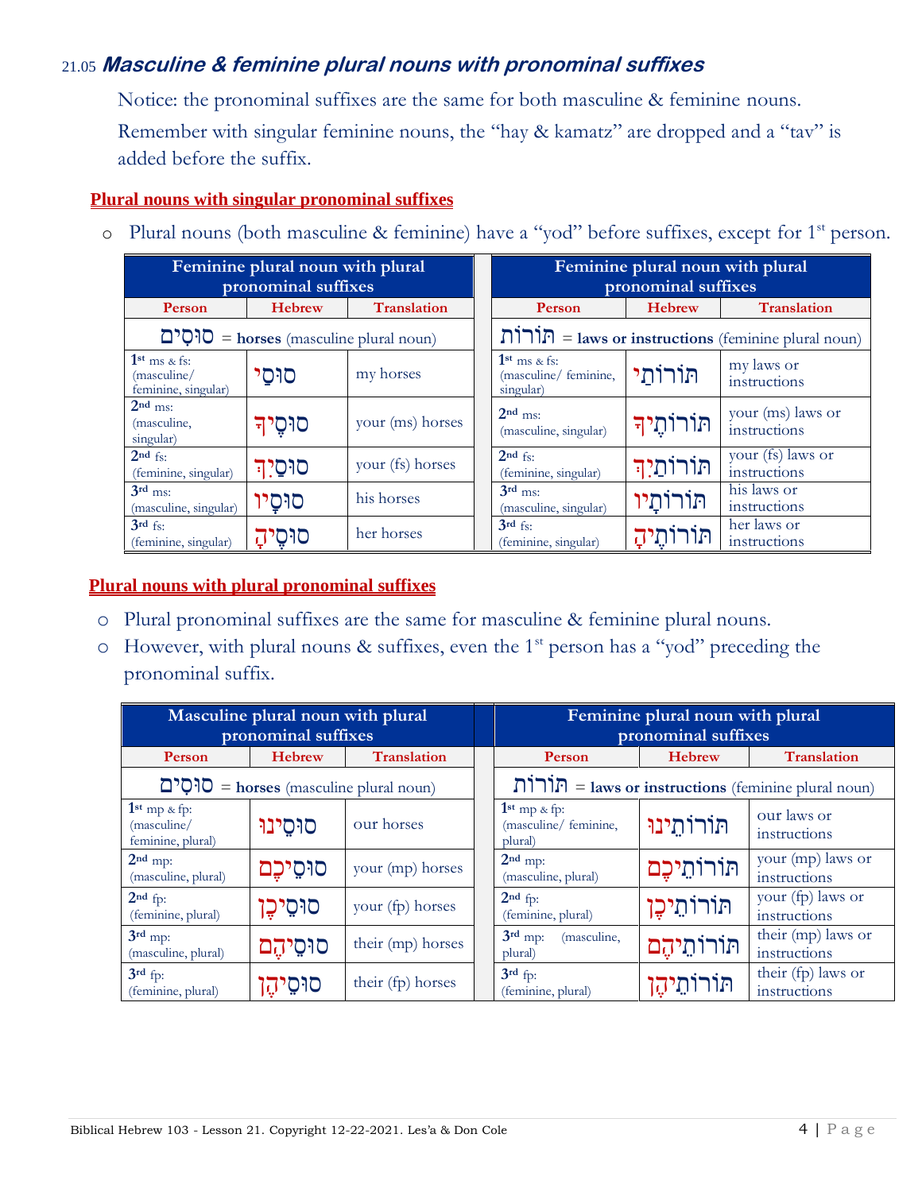## 21.05 *Masculine & feminine plural nouns with pronominal suffixes*

Notice: the pronominal suffixes are the same for both masculine & feminine nouns.

Remember with singular feminine nouns, the "hay & kamatz" are dropped and a "tav" is added before the suffix.

### Plural nouns with singular pronominal suffixes

- Plural nouns (both masculine & feminine) have a "yod" before suffixes, except for 1st person.

| Feminine plural noun with plural pronominal suffixes | | | | Feminine plural noun with plural pronominal suffixes | | |
|---|---|---|---|---|---|---|
| **Person** | **Hebrew** | **Translation** | | **Person** | **Hebrew** | **Translation** |
| סוּסִים = **horses** (masculine plural noun) | | | | תּוֹרוֹת = **laws or instructions** (feminine plural noun) | | |
| 1st ms & fs: (masculine/ feminine, singular) | סוּסַי | my horses | | 1st ms & fs: (masculine/ feminine, singular) | תּוֹרוֹתַי | my laws or instructions |
| 2nd ms: (masculine, singular) | סוּסֶיךָ | your (ms) horses | | 2nd ms: (masculine, singular) | תּוֹרוֹתֶיךָ | your (ms) laws or instructions |
| 2nd fs: (feminine, singular) | סוּסַיִךְ | your (fs) horses | | 2nd fs: (feminine, singular) | תּוֹרוֹתַיִךְ | your (fs) laws or instructions |
| 3rd ms: (masculine, singular) | סוּסָיו | his horses | | 3rd ms: (masculine, singular) | תּוֹרוֹתָיו | his laws or instructions |
| 3rd fs: (feminine, singular) | סוּסֶיהָ | her horses | | 3rd fs: (feminine, singular) | תּוֹרוֹתֶיהָ | her laws or instructions |

### Plural nouns with plural pronominal suffixes

- Plural pronominal suffixes are the same for masculine & feminine plural nouns.
- However, with plural nouns & suffixes, even the 1st person has a "yod" preceding the pronominal suffix.

| Masculine plural noun with plural pronominal suffixes | | | | Feminine plural noun with plural pronominal suffixes | | |
|---|---|---|---|---|---|---|
| **Person** | **Hebrew** | **Translation** | | **Person** | **Hebrew** | **Translation** |
| סוּסִים = **horses** (masculine plural noun) | | | | תּוֹרוֹת = **laws or instructions** (feminine plural noun) | | |
| 1st mp & fp: (masculine/ feminine, plural) | סוּסֵינוּ | our horses | | 1st mp & fp: (masculine/ feminine, plural) | תּוֹרוֹתֵינוּ | our laws or instructions |
| 2nd mp: (masculine, plural) | סוּסֵיכֶם | your (mp) horses | | 2nd mp: (masculine, plural) | תּוֹרוֹתֵיכֶם | your (mp) laws or instructions |
| 2nd fp: (feminine, plural) | סוּסֵיכֶן | your (fp) horses | | 2nd fp: (feminine, plural) | תּוֹרוֹתֵיכֶן | your (fp) laws or instructions |
| 3rd mp: (masculine, plural) | סוּסֵיהֶם | their (mp) horses | | 3rd mp: (masculine, plural) | תּוֹרוֹתֵיהֶם | their (mp) laws or instructions |
| 3rd fp: (feminine, plural) | סוּסֵיהֶן | their (fp) horses | | 3rd fp: (feminine, plural) | תּוֹרוֹתֵיהֶן | their (fp) laws or instructions |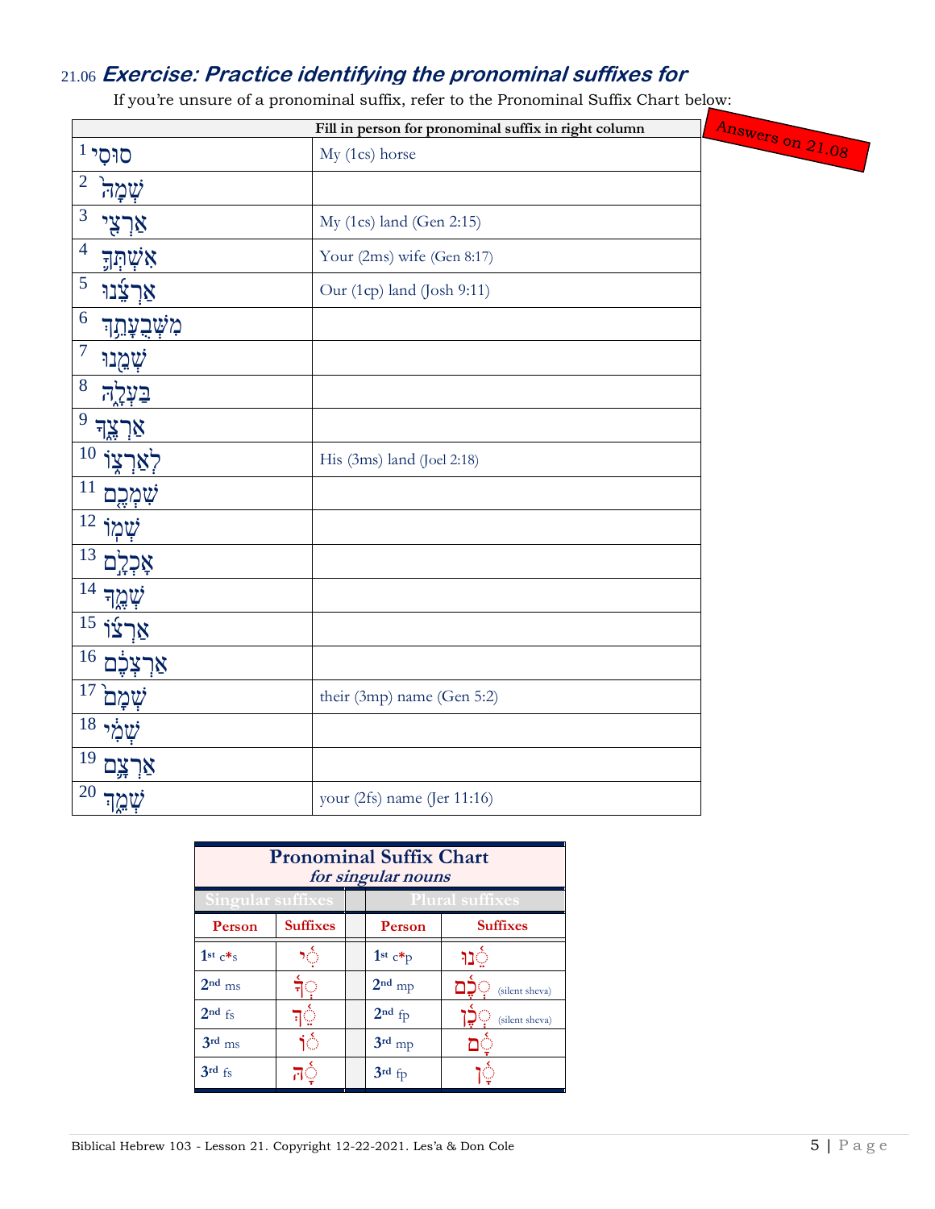## 21.06 ***Exercise: Practice identifying the pronominal suffixes for***

If you're unsure of a pronominal suffix, refer to the Pronominal Suffix Chart below:

Answers on 21.08

| | Fill in person for pronominal suffix in right column |
|---|---|
| 1 סוּסִי | My (1cs) horse |
| 2 שְׁמָהּ | |
| 3 אַרְצִי | My (1cs) land (Gen 2:15) |
| 4 אִשְׁתְּךָ | Your (2ms) wife (Gen 8:17) |
| 5 אַרְצֵנוּ | Our (1cp) land (Josh 9:11) |
| 6 מִשְׁבְּעָתֵךְ | |
| 7 שְׁמֵנוּ | |
| 8 בַּעְלָהּ | |
| 9 אַרְצֶךָ | |
| 10 לְאַרְצוֹ | His (3ms) land (Joel 2:18) |
| 11 שִׁמְכֶם | |
| 12 שְׁמוֹ | |
| 13 אָכְלָם | |
| 14 שְׁמֶךָ | |
| 15 אַרְצוֹ | |
| 16 אַרְצְכֶם | |
| 17 שְׁמָם | their (3mp) name (Gen 5:2) |
| 18 שְׁמִי | |
| 19 אַרְצָם | |
| 20 שְׁמֵךְ | your (2fs) name (Jer 11:16) |

**Pronominal Suffix Chart**
***for singular nouns***

| Singular suffixes | | | Plural suffixes | | |
|---|---|---|---|---|---|
| Person | Suffixes | | Person | Suffixes |
| 1st c*s | ִי | | 1st c*p | ֵנוּ |
| 2nd ms | ְךָ | | 2nd mp | ְכֶם (silent sheva) |
| 2nd fs | ֵךְ | | 2nd fp | ְכֶן (silent sheva) |
| 3rd ms | וֹ | | 3rd mp | ָם |
| 3rd fs | ָהּ | | 3rd fp | ָן |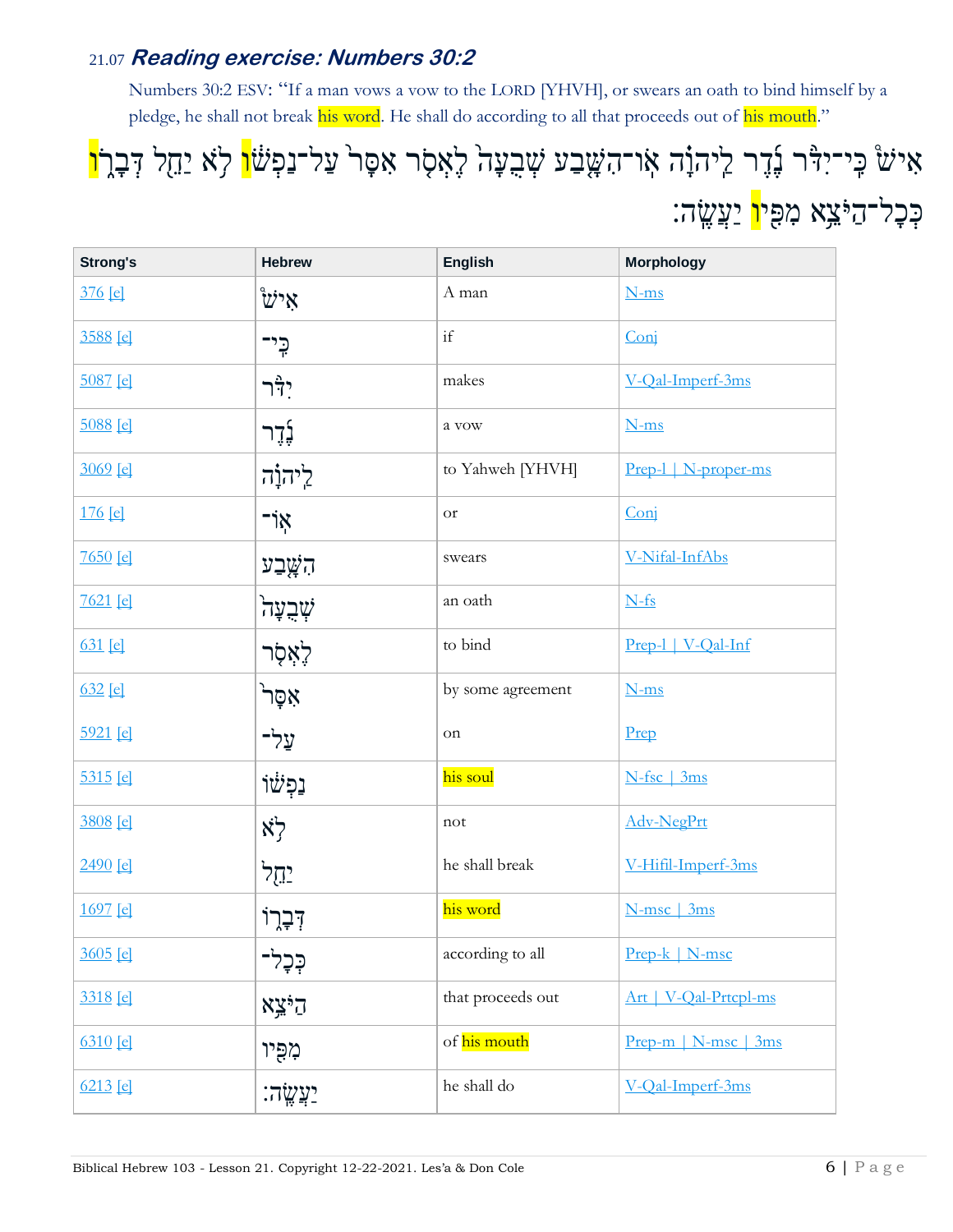### 21.07 *Reading exercise: Numbers 30:2*

Numbers 30:2 ESV: "If a man vows a vow to the LORD [YHVH], or swears an oath to bind himself by a pledge, he shall not break his word. He shall do according to all that proceeds out of his mouth."

אִישׁ כִּֽי־יִדֹּר נֶ֤דֶר לַֽיהוָה֙ אֽוֹ־הִשָּׁ֤בַע שְׁבֻעָה֙ לֶאְסֹ֤ר אִסָּר֙ עַל־נַפְשׁ֔וֹ לֹ֥א יַחֵ֖ל דְּבָר֑וֹ כְּכָל־הַיֹּצֵ֥א מִפִּ֖יו יַעֲשֶֽׂה׃

| Strong's | Hebrew | English | Morphology |
|---|---|---|---|
| 376 [e] | אִ֗ישׁ | A man | N-ms |
| 3588 [e] | כִּֽי־ | if | Conj |
| 5087 [e] | יִדֹּ֨ר | makes | V-Qal-Imperf-3ms |
| 5088 [e] | נֶ֜דֶר | a vow | N-ms |
| 3069 [e] | לַֽיהוָ֗ה | to Yahweh [YHVH] | Prep-l \| N-proper-ms |
| 176 [e] | אֽוֹ־ | or | Conj |
| 7650 [e] | הִשָּׁ֤בַע | swears | V-Nifal-InfAbs |
| 7621 [e] | שְׁבֻעָה֙ | an oath | N-fs |
| 631 [e] | לֶאְסֹ֤ר | to bind | Prep-l \| V-Qal-Inf |
| 632 [e] | אִסָּר֙ | by some agreement | N-ms |
| 5921 [e] | עַל־ | on | Prep |
| 5315 [e] | נַפְשׁ֔וֹ | his soul | N-fsc \| 3ms |
| 3808 [e] | לֹ֥א | not | Adv-NegPrt |
| 2490 [e] | יַחֵ֖ל | he shall break | V-Hifil-Imperf-3ms |
| 1697 [e] | דְּבָר֑וֹ | his word | N-msc \| 3ms |
| 3605 [e] | כְּכָל־ | according to all | Prep-k \| N-msc |
| 3318 [e] | הַיֹּצֵ֥א | that proceeds out | Art \| V-Qal-Prtcpl-ms |
| 6310 [e] | מִפִּ֖יו | of his mouth | Prep-m \| N-msc \| 3ms |
| 6213 [e] | יַעֲשֶֽׂה׃ | he shall do | V-Qal-Imperf-3ms |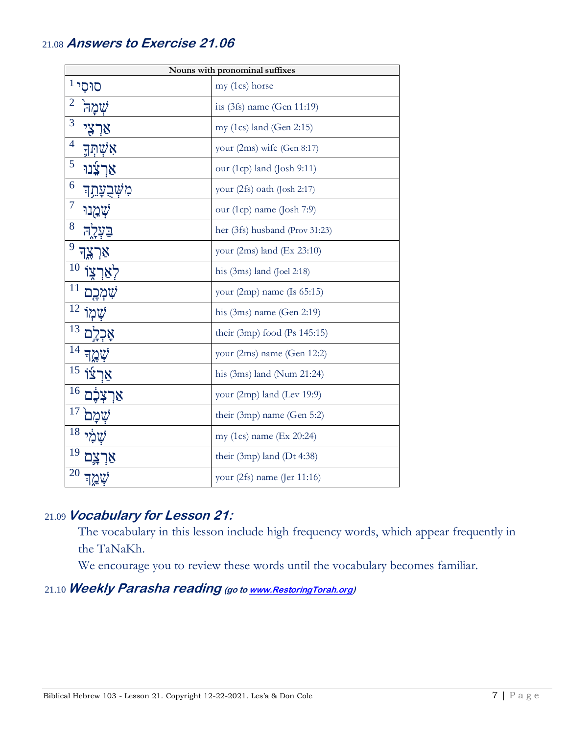## 21.08 ***Answers to Exercise 21.06***

| Nouns with pronominal suffixes | |
|---|---|
| 1 סוּסִי | my (1cs) horse |
| 2 שְׁמָהּ | its (3fs) name (Gen 11:19) |
| 3 אַרְצִי | my (1cs) land (Gen 2:15) |
| 4 אִשְׁתְּךָ | your (2ms) wife (Gen 8:17) |
| 5 אַרְצֵנוּ | our (1cp) land (Josh 9:11) |
| 6 מִשְּׁבֻעָתֵךְ | your (2fs) oath (Josh 2:17) |
| 7 שְׁמֵנוּ | our (1cp) name (Josh 7:9) |
| 8 בַּעְלָהּ | her (3fs) husband (Prov 31:23) |
| 9 אַרְצְךָ | your (2ms) land (Ex 23:10) |
| 10 לְאַרְצוֹ | his (3ms) land (Joel 2:18) |
| 11 שִׁמְכֶם | your (2mp) name (Is 65:15) |
| 12 שְׁמוֹ | his (3ms) name (Gen 2:19) |
| 13 אָכְלָם | their (3mp) food (Ps 145:15) |
| 14 שְׁמֶךָ | your (2ms) name (Gen 12:2) |
| 15 אַרְצוֹ | his (3ms) land (Num 21:24) |
| 16 אַרְצְכֶם | your (2mp) land (Lev 19:9) |
| 17 שְׁמָם | their (3mp) name (Gen 5:2) |
| 18 שְׁמִי | my (1cs) name (Ex 20:24) |
| 19 אַרְצָם | their (3mp) land (Dt 4:38) |
| 20 שְׁמֵךְ | your (2fs) name (Jer 11:16) |

## 21.09 ***Vocabulary for Lesson 21:***

The vocabulary in this lesson include high frequency words, which appear frequently in the TaNaKh.

We encourage you to review these words until the vocabulary becomes familiar.

## 21.10 ***Weekly Parasha reading** (go to www.RestoringTorah.org)*